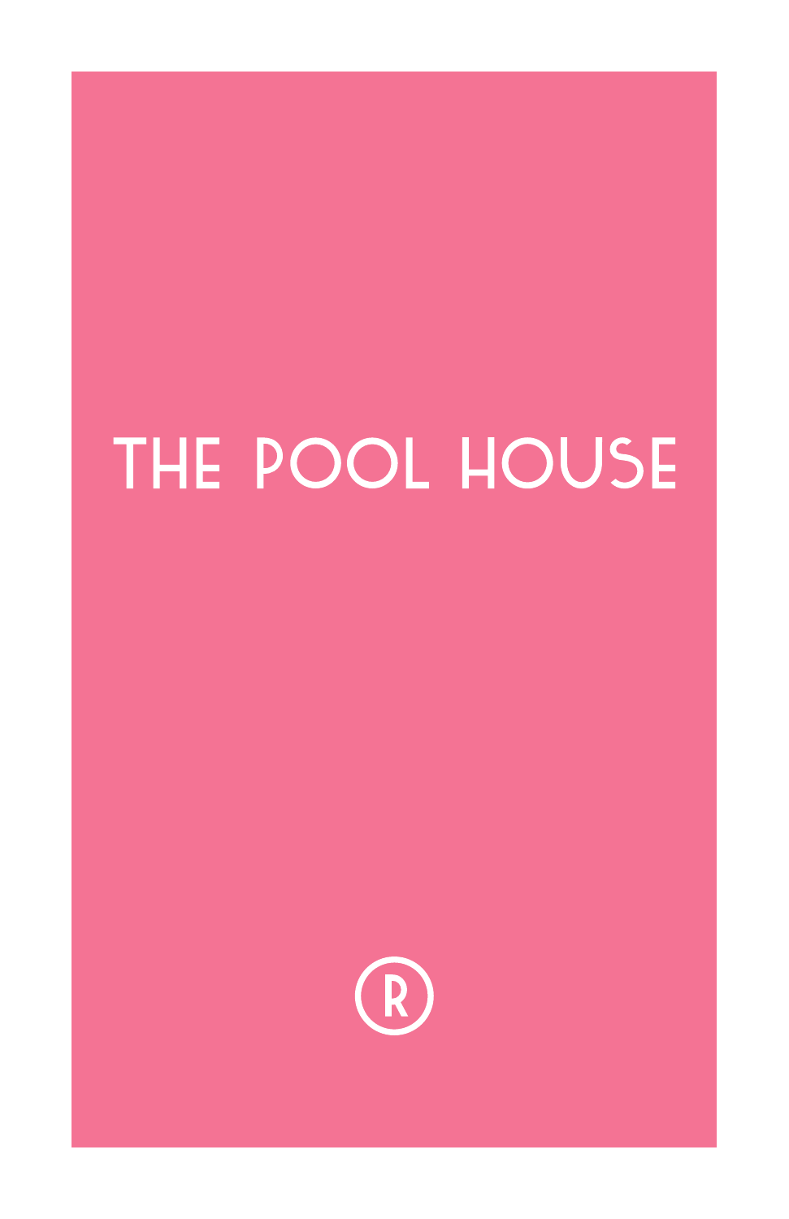# THE POOL HOUSE

®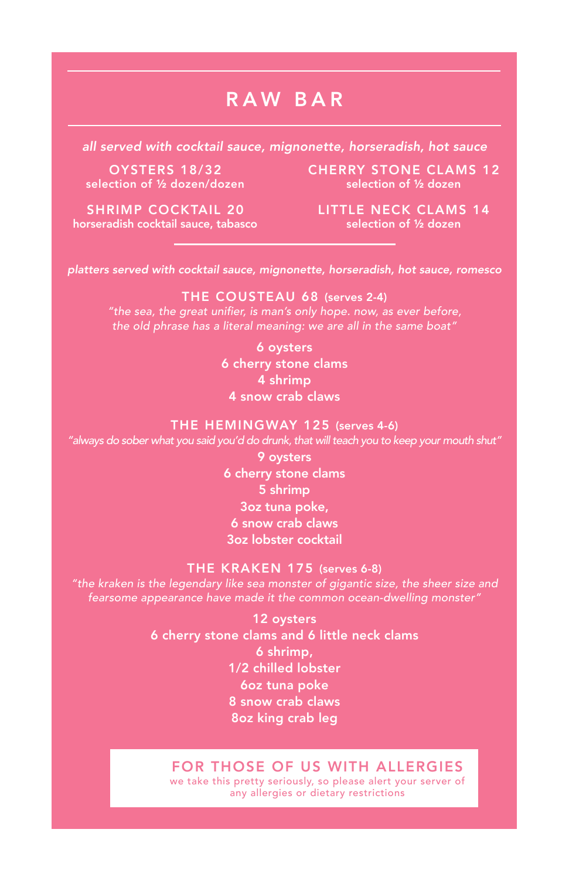# RAW BAR

*all served with cocktail sauce, mignonette, horseradish, hot sauce*

**OYSTERS 18/32**
selection of ½ dozen/dozen

**CHERRY STONE CLAMS 12**
selection of ½ dozen

**SHRIMP COCKTAIL 20**
horseradish cocktail sauce, tabasco

**LITTLE NECK CLAMS 14**
selection of ½ dozen

---

*platters served with cocktail sauce, mignonette, horseradish, hot sauce, romesco*

## THE COUSTEAU 68 (serves 2-4)

*"the sea, the great unifier, is man's only hope. now, as ever before, the old phrase has a literal meaning: we are all in the same boat"*

6 oysters
6 cherry stone clams
4 shrimp
4 snow crab claws

## THE HEMINGWAY 125 (serves 4-6)

*"always do sober what you said you'd do drunk, that will teach you to keep your mouth shut"*

9 oysters
6 cherry stone clams
5 shrimp
3oz tuna poke,
6 snow crab claws
3oz lobster cocktail

## THE KRAKEN 175 (serves 6-8)

*"the kraken is the legendary like sea monster of gigantic size, the sheer size and fearsome appearance have made it the common ocean-dwelling monster"*

12 oysters
6 cherry stone clams and 6 little neck clams
6 shrimp,
1/2 chilled lobster
6oz tuna poke
8 snow crab claws
8oz king crab leg

### FOR THOSE OF US WITH ALLERGIES

we take this pretty seriously, so please alert your server of any allergies or dietary restrictions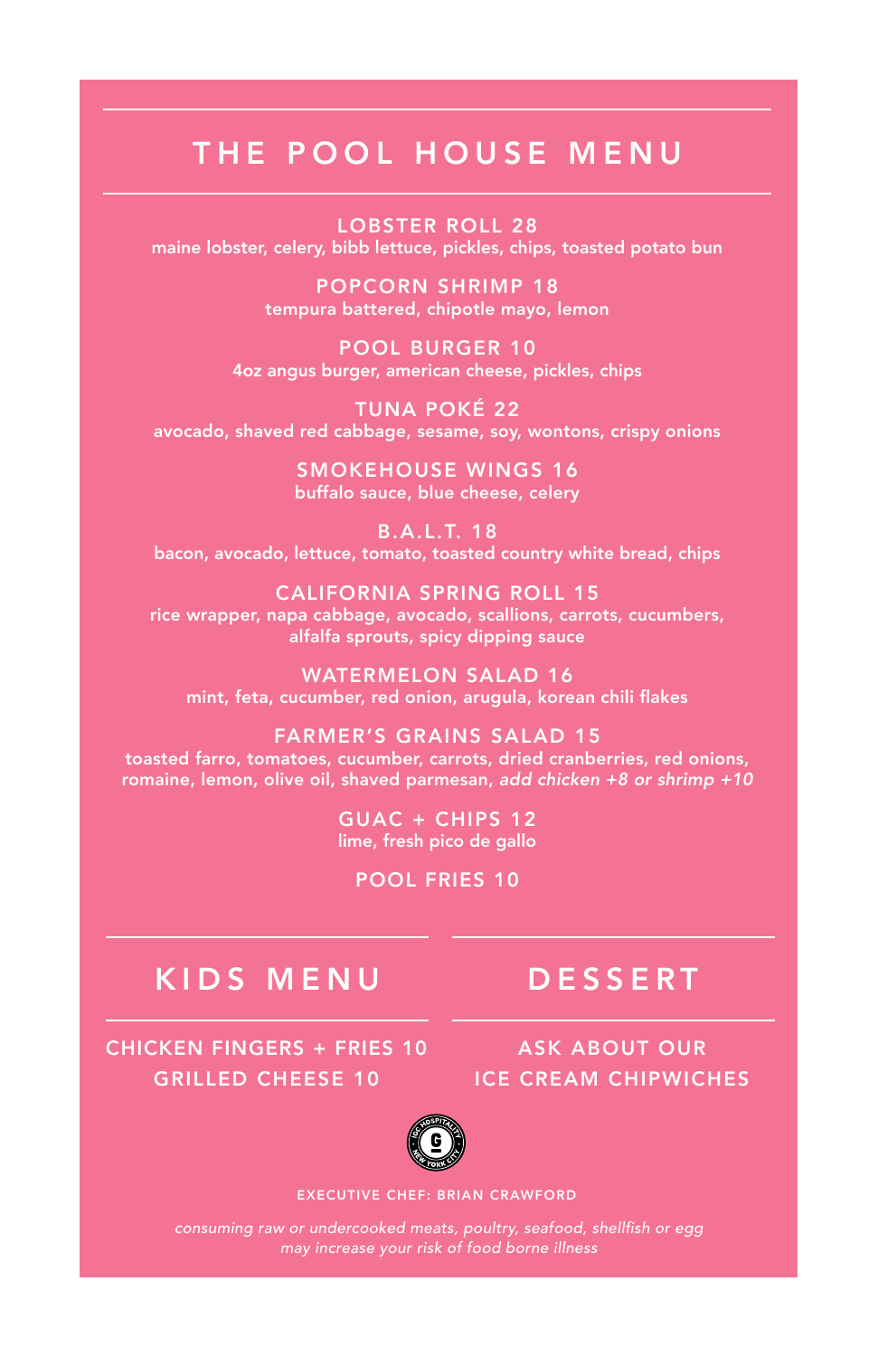# THE POOL HOUSE MENU

**LOBSTER ROLL 28**
maine lobster, celery, bibb lettuce, pickles, chips, toasted potato bun

**POPCORN SHRIMP 18**
tempura battered, chipotle mayo, lemon

**POOL BURGER 10**
4oz angus burger, american cheese, pickles, chips

**TUNA POKÉ 22**
avocado, shaved red cabbage, sesame, soy, wontons, crispy onions

**SMOKEHOUSE WINGS 16**
buffalo sauce, blue cheese, celery

**B.A.L.T. 18**
bacon, avocado, lettuce, tomato, toasted country white bread, chips

**CALIFORNIA SPRING ROLL 15**
rice wrapper, napa cabbage, avocado, scallions, carrots, cucumbers, alfalfa sprouts, spicy dipping sauce

**WATERMELON SALAD 16**
mint, feta, cucumber, red onion, arugula, korean chili flakes

**FARMER'S GRAINS SALAD 15**
toasted farro, tomatoes, cucumber, carrots, dried cranberries, red onions, romaine, lemon, olive oil, shaved parmesan, *add chicken +8 or shrimp +10*

**GUAC + CHIPS 12**
lime, fresh pico de gallo

**POOL FRIES 10**

## KIDS MENU

CHICKEN FINGERS + FRIES 10
GRILLED CHEESE 10

## DESSERT

ASK ABOUT OUR
ICE CREAM CHIPWICHES

IGC HOSPITALITY · NEW YORK CITY

EXECUTIVE CHEF: BRIAN CRAWFORD

*consuming raw or undercooked meats, poultry, seafood, shellfish or egg may increase your risk of food borne illness*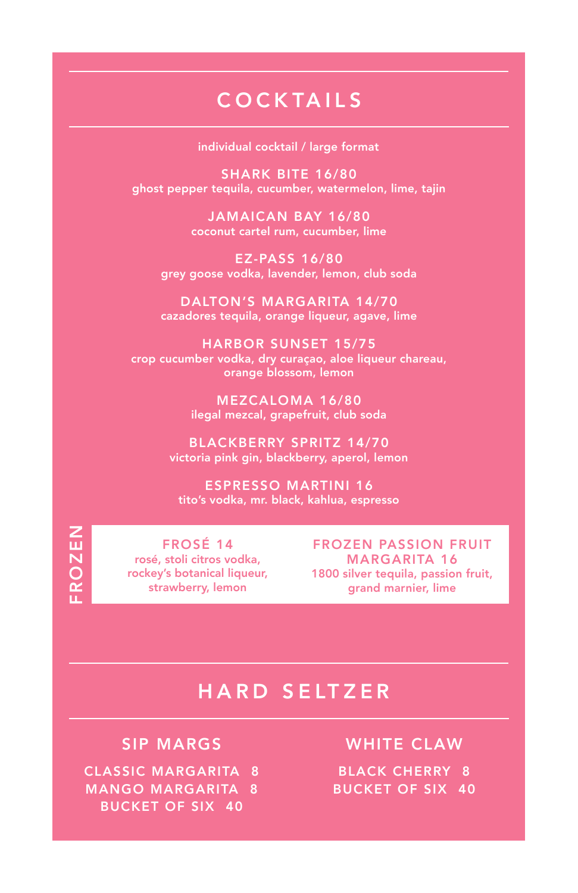# COCKTAILS

individual cocktail / large format

**SHARK BITE 16/80**
ghost pepper tequila, cucumber, watermelon, lime, tajin

**JAMAICAN BAY 16/80**
coconut cartel rum, cucumber, lime

**EZ-PASS 16/80**
grey goose vodka, lavender, lemon, club soda

**DALTON'S MARGARITA 14/70**
cazadores tequila, orange liqueur, agave, lime

**HARBOR SUNSET 15/75**
crop cucumber vodka, dry curaçao, aloe liqueur chareau, orange blossom, lemon

**MEZCALOMA 16/80**
ilegal mezcal, grapefruit, club soda

**BLACKBERRY SPRITZ 14/70**
victoria pink gin, blackberry, aperol, lemon

**ESPRESSO MARTINI 16**
tito's vodka, mr. black, kahlua, espresso

## FROZEN

**FROSÉ 14**
rosé, stoli citros vodka, rockey's botanical liqueur, strawberry, lemon

**FROZEN PASSION FRUIT MARGARITA 16**
1800 silver tequila, passion fruit, grand marnier, lime

# HARD SELTZER

## SIP MARGS

CLASSIC MARGARITA 8
MANGO MARGARITA 8
BUCKET OF SIX 40

## WHITE CLAW

BLACK CHERRY 8
BUCKET OF SIX 40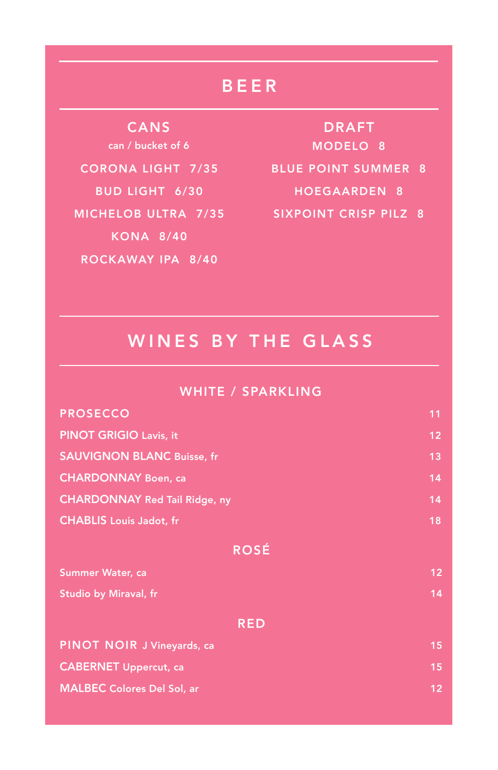# BEER

## CANS

can / bucket of 6

CORONA LIGHT 7/35

BUD LIGHT 6/30

MICHELOB ULTRA 7/35

KONA 8/40

ROCKAWAY IPA 8/40

## DRAFT

MODELO 8

BLUE POINT SUMMER 8

HOEGAARDEN 8

SIXPOINT CRISP PILZ 8

# WINES BY THE GLASS

## WHITE / SPARKLING

| | |
|---|---|
| PROSECCO | 11 |
| **PINOT GRIGIO** Lavis, it | 12 |
| **SAUVIGNON BLANC** Buisse, fr | 13 |
| **CHARDONNAY** Boen, ca | 14 |
| **CHARDONNAY** Red Tail Ridge, ny | 14 |
| **CHABLIS** Louis Jadot, fr | 18 |

## ROSÉ

| | |
|---|---|
| Summer Water, ca | 12 |
| Studio by Miraval, fr | 14 |

## RED

| | |
|---|---|
| **PINOT NOIR** J Vineyards, ca | 15 |
| **CABERNET** Uppercut, ca | 15 |
| **MALBEC** Colores Del Sol, ar | 12 |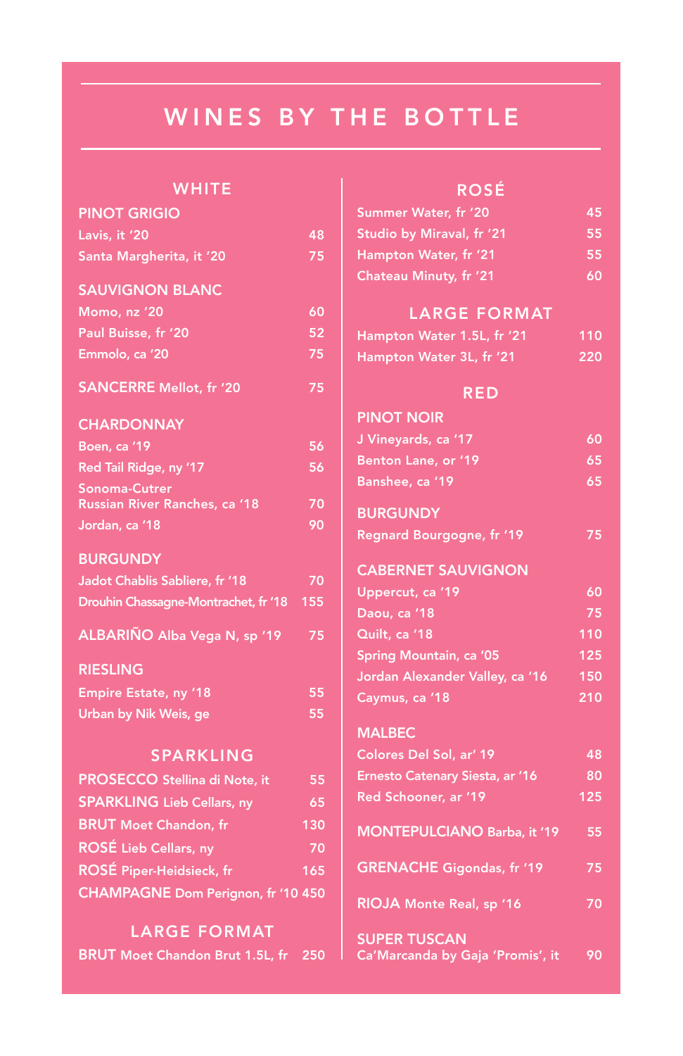# WINES BY THE BOTTLE

## WHITE

### PINOT GRIGIO

| | |
|---|---|
| Lavis, it '20 | 48 |
| Santa Margherita, it '20 | 75 |

### SAUVIGNON BLANC

| | |
|---|---|
| Momo, nz '20 | 60 |
| Paul Buisse, fr '20 | 52 |
| Emmolo, ca '20 | 75 |

### SANCERRE Mellot, fr '20 — 75

### CHARDONNAY

| | |
|---|---|
| Boen, ca '19 | 56 |
| Red Tail Ridge, ny '17 | 56 |
| Sonoma-Cutrer Russian River Ranches, ca '18 | 70 |
| Jordan, ca '18 | 90 |

### BURGUNDY

| | |
|---|---|
| Jadot Chablis Sabliere, fr '18 | 70 |
| Drouhin Chassagne-Montrachet, fr '18 | 155 |

### ALBARIÑO Alba Vega N, sp '19 — 75

### RIESLING

| | |
|---|---|
| Empire Estate, ny '18 | 55 |
| Urban by Nik Weis, ge | 55 |

## SPARKLING

| | |
|---|---|
| PROSECCO Stellina di Note, it | 55 |
| SPARKLING Lieb Cellars, ny | 65 |
| BRUT Moet Chandon, fr | 130 |
| ROSÉ Lieb Cellars, ny | 70 |
| ROSÉ Piper-Heidsieck, fr | 165 |
| CHAMPAGNE Dom Perignon, fr '10 | 450 |

## LARGE FORMAT

| | |
|---|---|
| BRUT Moet Chandon Brut 1.5L, fr | 250 |

## ROSÉ

| | |
|---|---|
| Summer Water, fr '20 | 45 |
| Studio by Miraval, fr '21 | 55 |
| Hampton Water, fr '21 | 55 |
| Chateau Minuty, fr '21 | 60 |

## LARGE FORMAT

| | |
|---|---|
| Hampton Water 1.5L, fr '21 | 110 |
| Hampton Water 3L, fr '21 | 220 |

## RED

### PINOT NOIR

| | |
|---|---|
| J Vineyards, ca '17 | 60 |
| Benton Lane, or '19 | 65 |
| Banshee, ca '19 | 65 |

### BURGUNDY

| | |
|---|---|
| Regnard Bourgogne, fr '19 | 75 |

### CABERNET SAUVIGNON

| | |
|---|---|
| Uppercut, ca '19 | 60 |
| Daou, ca '18 | 75 |
| Quilt, ca '18 | 110 |
| Spring Mountain, ca '05 | 125 |
| Jordan Alexander Valley, ca '16 | 150 |
| Caymus, ca '18 | 210 |

### MALBEC

| | |
|---|---|
| Colores Del Sol, ar' 19 | 48 |
| Ernesto Catenary Siesta, ar '16 | 80 |
| Red Schooner, ar '19 | 125 |

### MONTEPULCIANO Barba, it '19 — 55

### GRENACHE Gigondas, fr '19 — 75

### RIOJA Monte Real, sp '16 — 70

### SUPER TUSCAN

| | |
|---|---|
| Ca'Marcanda by Gaja 'Promis', it | 90 |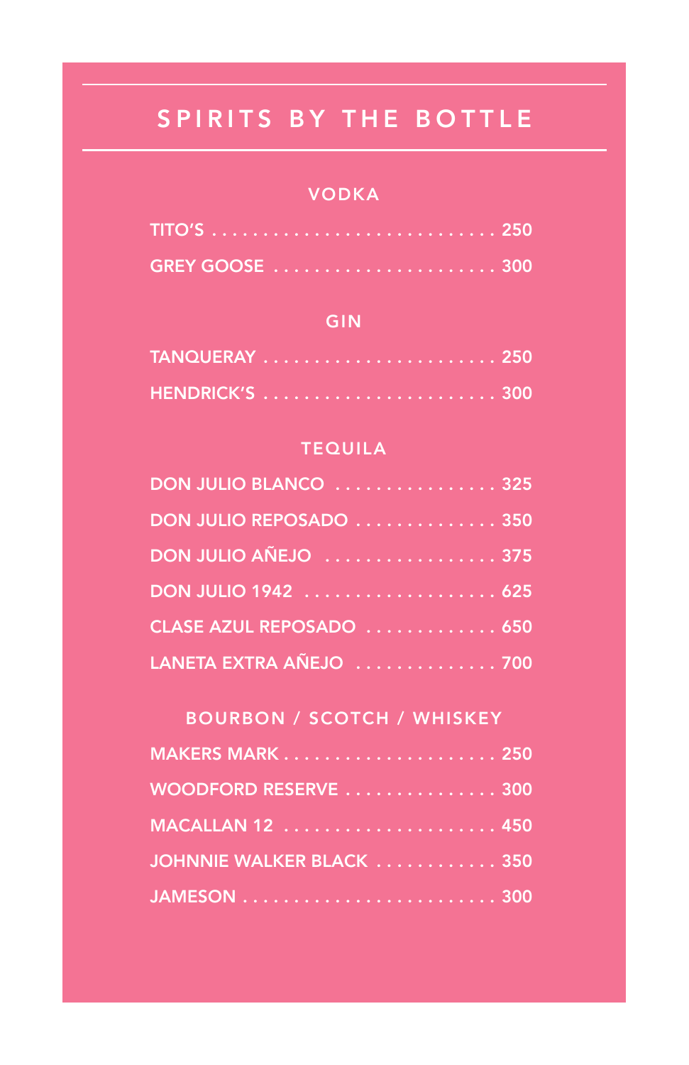# SPIRITS BY THE BOTTLE

## VODKA

TITO'S . . . . . . . . . . . . . . . . . . . . . . . . . . . . 250

GREY GOOSE . . . . . . . . . . . . . . . . . . . . . . 300

## GIN

TANQUERAY . . . . . . . . . . . . . . . . . . . . . . . 250

HENDRICK'S . . . . . . . . . . . . . . . . . . . . . . . 300

## TEQUILA

DON JULIO BLANCO . . . . . . . . . . . . . . . . 325

DON JULIO REPOSADO . . . . . . . . . . . . . . 350

DON JULIO AÑEJO . . . . . . . . . . . . . . . . . 375

DON JULIO 1942 . . . . . . . . . . . . . . . . . . . 625

CLASE AZUL REPOSADO . . . . . . . . . . . . . 650

LANETA EXTRA AÑEJO . . . . . . . . . . . . . . 700

## BOURBON / SCOTCH / WHISKEY

MAKERS MARK . . . . . . . . . . . . . . . . . . . . . 250

WOODFORD RESERVE . . . . . . . . . . . . . . . 300

MACALLAN 12 . . . . . . . . . . . . . . . . . . . . . 450

JOHNNIE WALKER BLACK . . . . . . . . . . . . 350

JAMESON . . . . . . . . . . . . . . . . . . . . . . . . . 300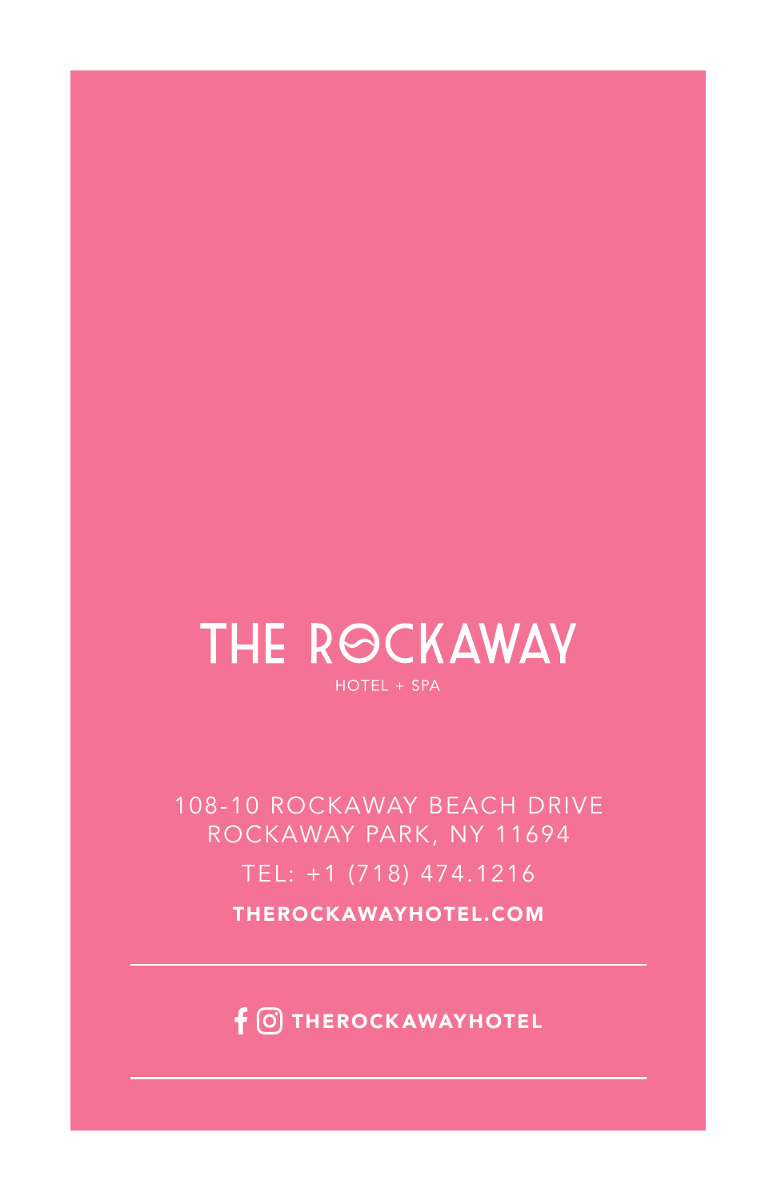# THE ROCKAWAY

HOTEL + SPA

108-10 ROCKAWAY BEACH DRIVE
ROCKAWAY PARK, NY 11694

TEL: +1 (718) 474.1216

**THEROCKAWAYHOTEL.COM**

---

**THEROCKAWAYHOTEL**

---